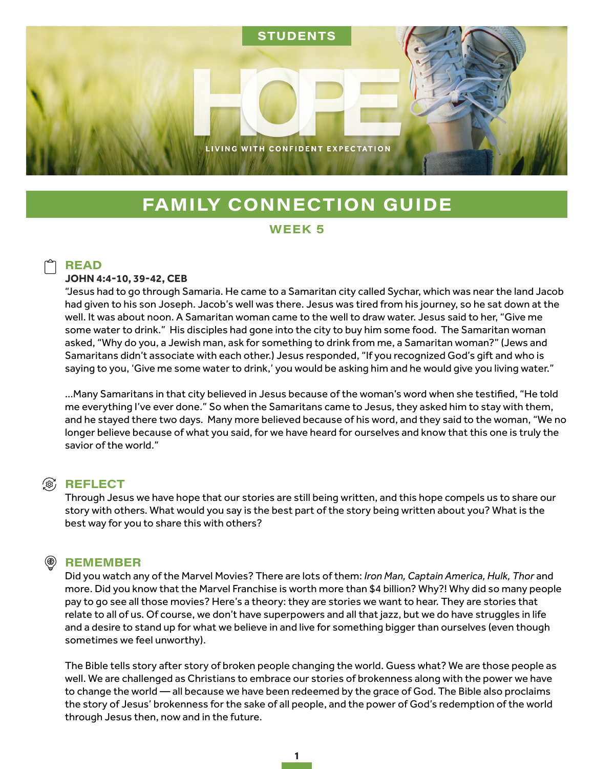STUDENTS

# HOPE

LIVING WITH CONFIDENT EXPECTATION

## FAMILY CONNECTION GUIDE

### WEEK 5

## READ

**JOHN 4:4-10, 39-42, CEB**

"Jesus had to go through Samaria. He came to a Samaritan city called Sychar, which was near the land Jacob had given to his son Joseph. Jacob's well was there. Jesus was tired from his journey, so he sat down at the well. It was about noon. A Samaritan woman came to the well to draw water. Jesus said to her, "Give me some water to drink." His disciples had gone into the city to buy him some food. The Samaritan woman asked, "Why do you, a Jewish man, ask for something to drink from me, a Samaritan woman?" (Jews and Samaritans didn't associate with each other.) Jesus responded, "If you recognized God's gift and who is saying to you, 'Give me some water to drink,' you would be asking him and he would give you living water."

...Many Samaritans in that city believed in Jesus because of the woman's word when she testified, "He told me everything I've ever done." So when the Samaritans came to Jesus, they asked him to stay with them, and he stayed there two days. Many more believed because of his word, and they said to the woman, "We no longer believe because of what you said, for we have heard for ourselves and know that this one is truly the savior of the world."

## REFLECT

Through Jesus we have hope that our stories are still being written, and this hope compels us to share our story with others. What would you say is the best part of the story being written about you? What is the best way for you to share this with others?

## REMEMBER

Did you watch any of the Marvel Movies? There are lots of them: *Iron Man, Captain America, Hulk, Thor* and more. Did you know that the Marvel Franchise is worth more than $4 billion? Why?! Why did so many people pay to go see all those movies? Here's a theory: they are stories we want to hear. They are stories that relate to all of us. Of course, we don't have superpowers and all that jazz, but we do have struggles in life and a desire to stand up for what we believe in and live for something bigger than ourselves (even though sometimes we feel unworthy).

The Bible tells story after story of broken people changing the world. Guess what? We are those people as well. We are challenged as Christians to embrace our stories of brokenness along with the power we have to change the world — all because we have been redeemed by the grace of God. The Bible also proclaims the story of Jesus' brokenness for the sake of all people, and the power of God's redemption of the world through Jesus then, now and in the future.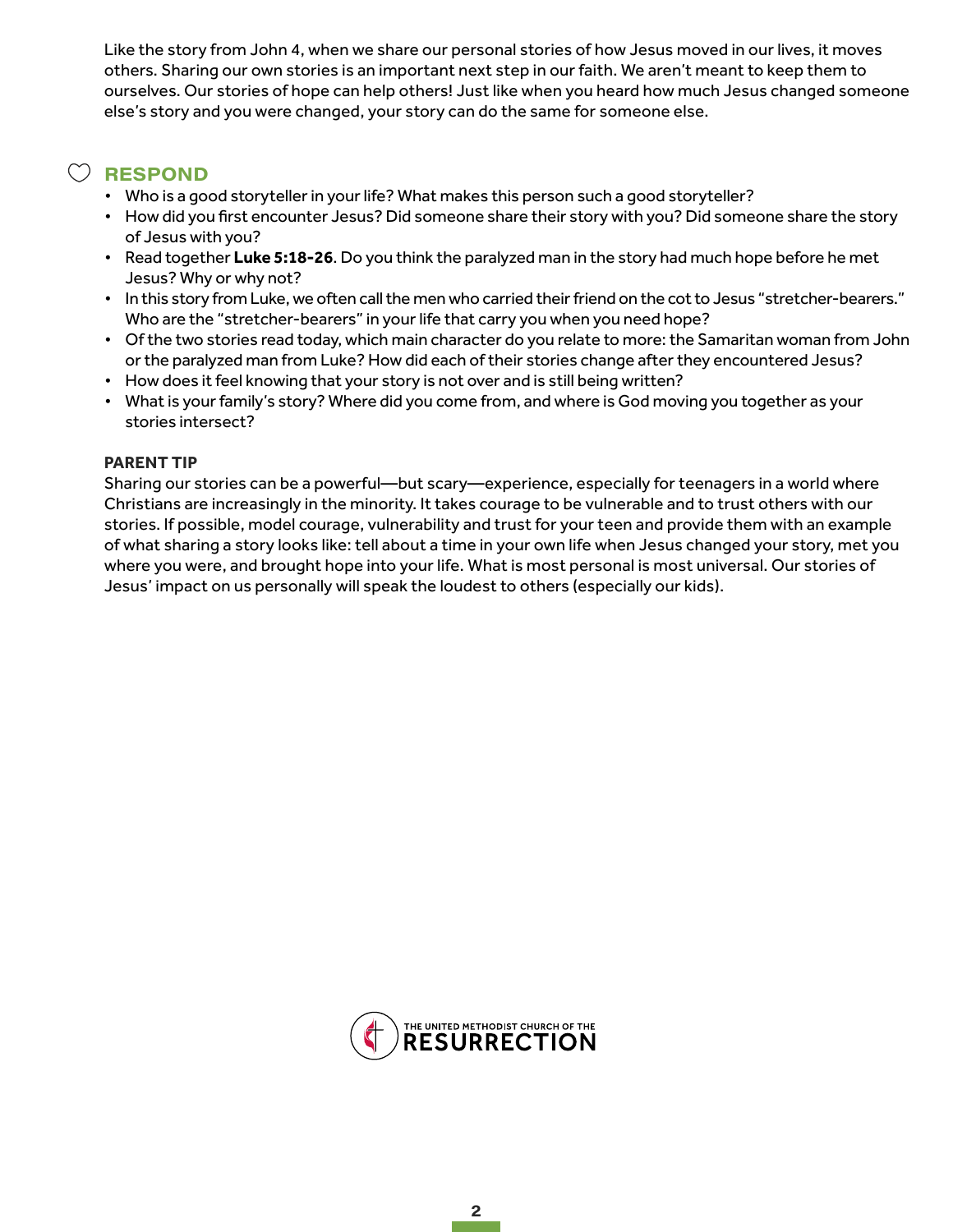Like the story from John 4, when we share our personal stories of how Jesus moved in our lives, it moves others. Sharing our own stories is an important next step in our faith. We aren't meant to keep them to ourselves. Our stories of hope can help others! Just like when you heard how much Jesus changed someone else's story and you were changed, your story can do the same for someone else.

## RESPOND

- Who is a good storyteller in your life? What makes this person such a good storyteller?
- How did you first encounter Jesus? Did someone share their story with you? Did someone share the story of Jesus with you?
- Read together **Luke 5:18-26**. Do you think the paralyzed man in the story had much hope before he met Jesus? Why or why not?
- In this story from Luke, we often call the men who carried their friend on the cot to Jesus "stretcher-bearers." Who are the "stretcher-bearers" in your life that carry you when you need hope?
- Of the two stories read today, which main character do you relate to more: the Samaritan woman from John or the paralyzed man from Luke? How did each of their stories change after they encountered Jesus?
- How does it feel knowing that your story is not over and is still being written?
- What is your family's story? Where did you come from, and where is God moving you together as your stories intersect?

**PARENT TIP**

Sharing our stories can be a powerful—but scary—experience, especially for teenagers in a world where Christians are increasingly in the minority. It takes courage to be vulnerable and to trust others with our stories. If possible, model courage, vulnerability and trust for your teen and provide them with an example of what sharing a story looks like: tell about a time in your own life when Jesus changed your story, met you where you were, and brought hope into your life. What is most personal is most universal. Our stories of Jesus' impact on us personally will speak the loudest to others (especially our kids).

THE UNITED METHODIST CHURCH OF THE RESURRECTION